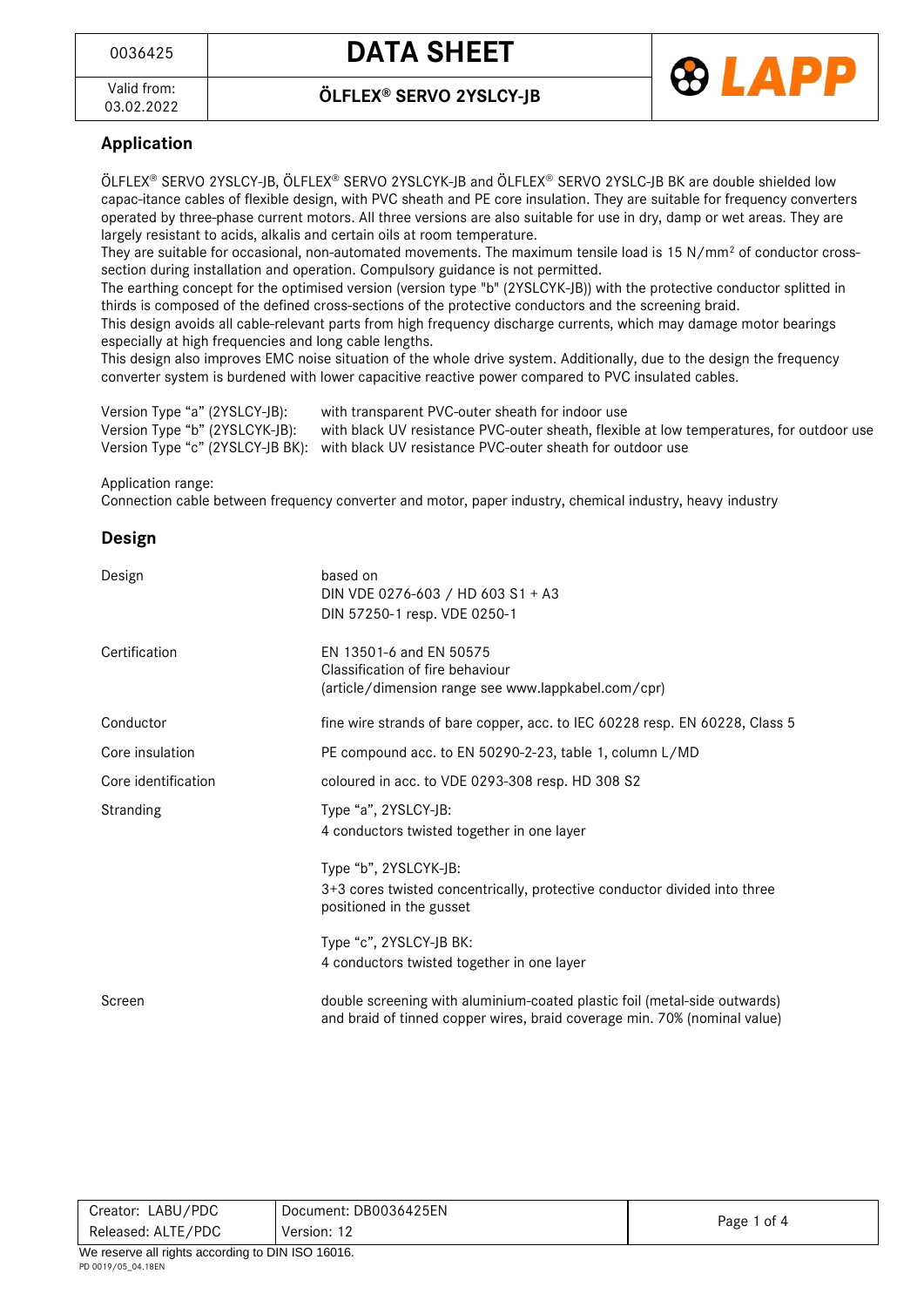# DATA SHEET

0036425

Valid from: 03.02.2022

**ÖLFLEX® SERVO 2YSLCY-JB**

## Application

ÖLFLEX® SERVO 2YSLCY-JB, ÖLFLEX® SERVO 2YSLCYK-JB and ÖLFLEX® SERVO 2YSLC-JB BK are double shielded low capac-itance cables of flexible design, with PVC sheath and PE core insulation. They are suitable for frequency converters operated by three-phase current motors. All three versions are also suitable for use in dry, damp or wet areas. They are largely resistant to acids, alkalis and certain oils at room temperature.

They are suitable for occasional, non-automated movements. The maximum tensile load is 15 N/mm² of conductor cross-section during installation and operation. Compulsory guidance is not permitted.

The earthing concept for the optimised version (version type "b" (2YSLCYK-JB)) with the protective conductor splitted in thirds is composed of the defined cross-sections of the protective conductors and the screening braid.

This design avoids all cable-relevant parts from high frequency discharge currents, which may damage motor bearings especially at high frequencies and long cable lengths.

This design also improves EMC noise situation of the whole drive system. Additionally, due to the design the frequency converter system is burdened with lower capacitive reactive power compared to PVC insulated cables.

| | |
|---|---|
| Version Type "a" (2YSLCY-JB): | with transparent PVC-outer sheath for indoor use |
| Version Type "b" (2YSLCYK-JB): | with black UV resistance PVC-outer sheath, flexible at low temperatures, for outdoor use |
| Version Type "c" (2YSLCY-JB BK): | with black UV resistance PVC-outer sheath for outdoor use |

Application range:
Connection cable between frequency converter and motor, paper industry, chemical industry, heavy industry

## Design

| | |
|---|---|
| Design | based on<br>DIN VDE 0276-603 / HD 603 S1 + A3<br>DIN 57250-1 resp. VDE 0250-1 |
| Certification | EN 13501-6 and EN 50575<br>Classification of fire behaviour<br>(article/dimension range see www.lappkabel.com/cpr) |
| Conductor | fine wire strands of bare copper, acc. to IEC 60228 resp. EN 60228, Class 5 |
| Core insulation | PE compound acc. to EN 50290-2-23, table 1, column L/MD |
| Core identification | coloured in acc. to VDE 0293-308 resp. HD 308 S2 |
| Stranding | Type "a", 2YSLCY-JB:<br>4 conductors twisted together in one layer<br><br>Type "b", 2YSLCYK-JB:<br>3+3 cores twisted concentrically, protective conductor divided into three positioned in the gusset<br><br>Type "c", 2YSLCY-JB BK:<br>4 conductors twisted together in one layer |
| Screen | double screening with aluminium-coated plastic foil (metal-side outwards) and braid of tinned copper wires, braid coverage min. 70% (nominal value) |

| | | |
|---|---|---|
| Creator: LABU/PDC | Document: DB0036425EN | |
| Released: ALTE/PDC | Version: 12 | |

We reserve all rights according to DIN ISO 16016.

PD 0019/05_04.18EN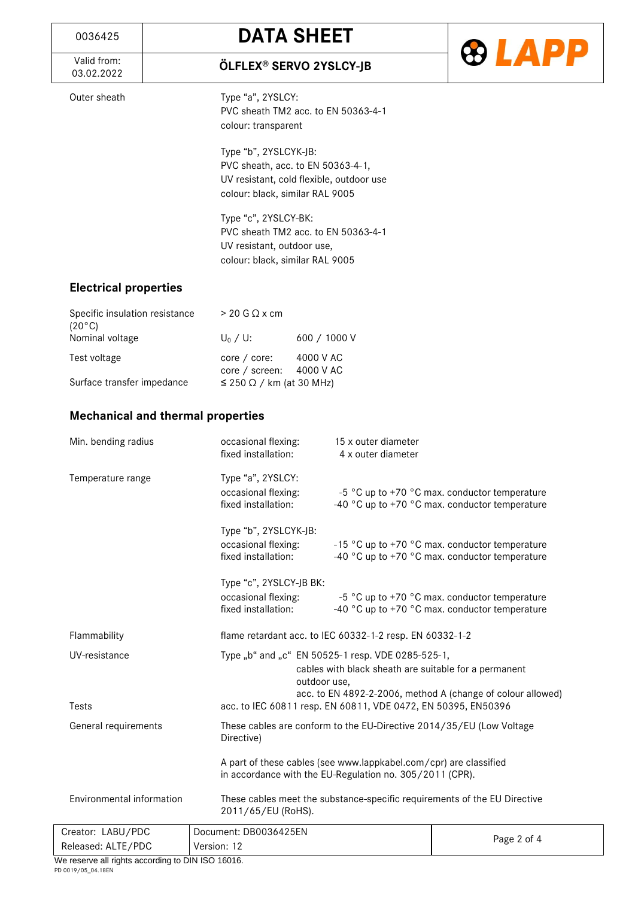| | |
|---|---|
| Outer sheath | Type "a", 2YSLCY:<br>PVC sheath TM2 acc. to EN 50363-4-1<br>colour: transparent<br><br>Type "b", 2YSLCYK-JB:<br>PVC sheath, acc. to EN 50363-4-1,<br>UV resistant, cold flexible, outdoor use<br>colour: black, similar RAL 9005<br><br>Type "c", 2YSLCY-BK:<br>PVC sheath TM2 acc. to EN 50363-4-1<br>UV resistant, outdoor use,<br>colour: black, similar RAL 9005 |

## Electrical properties

| | | |
|---|---|---|
| Specific insulation resistance (20°C) | > 20 G Ω x cm | |
| Nominal voltage | $U_0$ / U: | 600 / 1000 V |
| Test voltage | core / core:<br>core / screen: | 4000 V AC<br>4000 V AC |
| Surface transfer impedance | ≤ 250 Ω / km (at 30 MHz) | |

## Mechanical and thermal properties

| | | |
|---|---|---|
| Min. bending radius | occasional flexing:<br>fixed installation: | 15 x outer diameter<br>4 x outer diameter |
| Temperature range | Type "a", 2YSLCY:<br>occasional flexing:<br>fixed installation: | <br>-5 °C up to +70 °C max. conductor temperature<br>-40 °C up to +70 °C max. conductor temperature |
| | Type "b", 2YSLCYK-JB:<br>occasional flexing:<br>fixed installation: | <br>-15 °C up to +70 °C max. conductor temperature<br>-40 °C up to +70 °C max. conductor temperature |
| | Type "c", 2YSLCY-JB BK:<br>occasional flexing:<br>fixed installation: | <br>-5 °C up to +70 °C max. conductor temperature<br>-40 °C up to +70 °C max. conductor temperature |
| Flammability | flame retardant acc. to IEC 60332-1-2 resp. EN 60332-1-2 | |
| UV-resistance | Type „b“ and „c“ EN 50525-1 resp. VDE 0285-525-1,<br>cables with black sheath are suitable for a permanent outdoor use,<br>acc. to EN 4892-2-2006, method A (change of colour allowed) | |
| Tests | acc. to IEC 60811 resp. EN 60811, VDE 0472, EN 50395, EN50396 | |
| General requirements | These cables are conform to the EU-Directive 2014/35/EU (Low Voltage Directive)<br><br>A part of these cables (see www.lappkabel.com/cpr) are classified in accordance with the EU-Regulation no. 305/2011 (CPR). | |
| Environmental information | These cables meet the substance-specific requirements of the EU Directive 2011/65/EU (RoHS). | |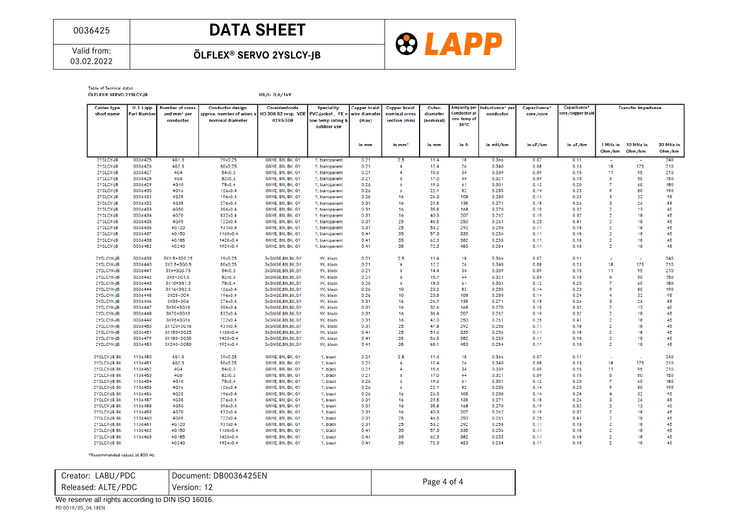| 0036425 | DATA SHEET |
|---|---|
| Valid from: 03.02.2022 | ÖLFLEX® SERVO 2YSLCY-JB |

Table of Tecnical datas
ÖLFLEX® SERVO 2YSLCY-JB

U0/U 0,6/1kV

| Cables type short name | U. I. Lapp Part Number | Number of cores and mm² per conductor | Conductor design: approx. number of wires x nominal diameter | Coreidentcode HD 308 S2 resp. VDE 0293-308 | Speciality: PVC-jacket , YK = low temp rating & outdoor use | Copper braid: wire diameter (max) | Copper braid: nominal cross section (min) | Outer-diameter (nominal) | Ampacity per Conductor at env. temp of 30°C | Inductance* per conductor | Capacitance* core/core | Capacitance* core/copper braid | Transfer Impedance | | |
|---|---|---|---|---|---|---|---|---|---|---|---|---|---|---|---|
| | | | | | | in mm | in mm² | in mm | in A | in mH/km | in uF/km | in uF/km | 1 MHz in Ohm/km | 10 MHz in Ohm/km | 30 MHz in Ohm/km |
| 2YSLCY-JB | 0036425 | 4G1.5 | 29x0.25 | GNYE, BN, BK, GY | Y, transparent | 0.21 | 2.5 | 11.4 | 18 | 0.366 | 0.07 | 0.11 | - | - | 240 |
| 2YSLCY-JB | 0036426 | 4G2.5 | 50x0.25 | GNYE, BN, BK, GY | Y, transparent | 0.21 | 4 | 12.4 | 26 | 0.340 | 0.08 | 0.13 | 18 | 175 | 210 |
| 2YSLCY-JB | 0036427 | 4G4 | 54x0.3 | GNYE, BN, BK, GY | Y, transparent | 0.21 | 4 | 15.6 | 34 | 0.339 | 0.09 | 0.15 | 11 | 95 | 210 |
| 2YSLCY-JB | 0036428 | 4G6 | 82x0.3 | GNYE, BN, BK, GY | Y, transparent | 0.21 | 6 | 17.0 | 44 | 0.321 | 0.09 | 0.15 | 6 | 50 | 150 |
| 2YSLCY-JB | 0036429 | 4G10 | 78x0.4 | GNYE, BN, BK, GY | Y, transparent | 0.26 | 6 | 19.6 | 61 | 0.301 | 0.12 | 0.20 | 7 | 60 | 180 |
| 2YSLCY-JB | 0036430 | 4G16 | 126x0.4 | GNYE, BN, BK, GY | Y, transparent | 0.26 | 6 | 22.1 | 82 | 0.285 | 0.14 | 0.23 | 9 | 80 | 190 |
| 2YSLCY-JB | 0036431 | 4G25 | 196x0.4 | GNYE, BN, BK, GY | Y, transparent | 0.26 | 16 | 26.3 | 108 | 0.280 | 0.14 | 0.24 | 4 | 32 | 95 |
| 2YSLCY-JB | 0036432 | 4G35 | 276x0.4 | GNYE, BN, BK, GY | Y, transparent | 0.31 | 16 | 29.5 | 135 | 0.271 | 0.15 | 0.26 | 3 | 26 | 85 |
| 2YSLCY-JB | 0036433 | 4G50 | 396x0.4 | GNYE, BN, BK, GY | Y, transparent | 0.31 | 16 | 35.8 | 168 | 0.270 | 0.19 | 0.32 | 2 | 13 | 40 |
| 2YSLCY-JB | 0036434 | 4G70 | 532x0.4 | GNYE, BN, BK, GY | Y, transparent | 0.31 | 16 | 40.3 | 207 | 0.262 | 0.19 | 0.32 | 2 | 18 | 45 |
| 2YSLCY-JB | 0036435 | 4G95 | 722x0.4 | GNYE, BN, BK, GY | Y, transparent | 0.31 | 25 | 46.5 | 250 | 0.261 | 0.25 | 0.41 | 2 | 18 | 45 |
| 2YSLCY-JB | 0036436 | 4G120 | 931x0.4 | GNYE, BN, BK, GY | Y, transparent | 0.31 | 25 | 53.2 | 292 | 0.256 | 0.11 | 0.18 | 2 | 18 | 45 |
| 2YSLCY-JB | 0036437 | 4G150 | 1160x0.4 | GNYE, BN, BK, GY | Y, transparent | 0.41 | 35 | 57.3 | 335 | 0.256 | 0.11 | 0.18 | 2 | 18 | 45 |
| 2YSLCY-JB | 0036438 | 4G185 | 1420x0.4 | GNYE, BN, BK, GY | Y, transparent | 0.41 | 35 | 62.3 | 382 | 0.255 | 0.11 | 0.18 | 2 | 18 | 45 |
| 2YSLCY-JB | 0036452 | 4G240 | 1924x0.4 | GNYE, BN, BK, GY | Y, transparent | 0.41 | 35 | 72.3 | 453 | 0.254 | 0.11 | 0.18 | 2 | 18 | 45 |
| 2YSLCYK-JB | 0036439 | 3X1.5+3G0.25 | 29x0.25 | 3xGNGE,BN,BK,GY | YK, black | 0.21 | 2.5 | 11.4 | 18 | 0.366 | 0.07 | 0.11 | - | - | 240 |
| 2YSLCYK-JB | 0036440 | 3X2.5+3G0.5 | 50x0.25 | 3xGNGE,BN,BK,GY | YK, black | 0.21 | 4 | 12.2 | 26 | 0.340 | 0.08 | 0.13 | 18 | 175 | 210 |
| 2YSLCYK-JB | 0036441 | 3X4+3G0.75 | 54x0.3 | 3xGNGE,BN,BK,GY | YK, black | 0.21 | 6 | 14.4 | 34 | 0.339 | 0.09 | 0.15 | 11 | 95 | 210 |
| 2YSLCYK-JB | 0036442 | 3X6+3G1.0 | 82x0.3 | 3xGNGE,BN,BK,GY | YK, black | 0.21 | 6 | 15.7 | 44 | 0.321 | 0.09 | 0.15 | 6 | 50 | 150 |
| 2YSLCYK-JB | 0036443 | 3X10+3G1.5 | 78x0.4 | 3xGNGE,BN,BK,GY | YK, black | 0.26 | 6 | 18.0 | 61 | 0.301 | 0.12 | 0.20 | 7 | 60 | 180 |
| 2YSLCYK-JB | 0036444 | 3X16+3G2.5 | 126x0.4 | 3xGNGE,BN,BK,GY | YK, black | 0.26 | 10 | 20.2 | 82 | 0.285 | 0.14 | 0.23 | 9 | 80 | 190 |
| 2YSLCYK-JB | 0036445 | 3X25+3G4 | 196x0.4 | 3xGNGE,BN,BK,GY | YK, black | 0.26 | 10 | 23.8 | 108 | 0.280 | 0.14 | 0.24 | 4 | 32 | 95 |
| 2YSLCYK-JB | 0036446 | 3X35+3G6 | 276x0.4 | 3xGNGE,BN,BK,GY | YK, black | 0.31 | 16 | 26.9 | 135 | 0.271 | 0.15 | 0.26 | 3 | 26 | 85 |
| 2YSLCYK-JB | 0036447 | 3X50+3G10 | 396x0.4 | 3xGNGE,BN,BK,GY | YK, black | 0.31 | 16 | 32.6 | 168 | 0.270 | 0.19 | 0.32 | 2 | 13 | 40 |
| 2YSLCYK-JB | 0036448 | 3X70+3G10 | 532x0.4 | 3xGNGE,BN,BK,GY | YK, black | 0.31 | 16 | 36.4 | 207 | 0.262 | 0.19 | 0.32 | 2 | 18 | 45 |
| 2YSLCYK-JB | 0036449 | 3X95+3G16 | 722x0.4 | 3xGNGE,BN,BK,GY | YK, black | 0.31 | 16 | 42.0 | 250 | 0.261 | 0.25 | 0.41 | 2 | 18 | 45 |
| 2YSLCYK-JB | 0036450 | 3X120+3G16 | 931x0.4 | 3xGNGE,BN,BK,GY | YK, black | 0.31 | 25 | 47.8 | 292 | 0.256 | 0.11 | 0.18 | 2 | 18 | 45 |
| 2YSLCYK-JB | 0036451 | 3X150+3G25 | 1160x0.4 | 3xGNGE,BN,BK,GY | YK, black | 0.41 | 25 | 51.6 | 335 | 0.256 | 0.11 | 0.18 | 2 | 18 | 45 |
| 2YSLCYK-JB | 0036479 | 3X185+3G35 | 1420x0.4 | 3xGNGE,BN,BK,GY | YK, black | 0.41 | 35 | 56.5 | 382 | 0.255 | 0.11 | 0.18 | 2 | 18 | 45 |
| 2YSLCYK-JB | 0036453 | 3X240+3G50 | 1924x0.4 | 3xGNGE,BN,BK,GY | YK, black | 0.41 | 35 | 65.1 | 453 | 0.254 | 0.11 | 0.18 | 2 | 18 | 45 |
| 2YSLCY-JB BK | 1136450 | 4G1.5 | 29x0.25 | GNYE, BN, BK, GY | Y, black | 0.21 | 2.5 | 11.4 | 18 | 0.366 | 0.07 | 0.11 | - | - | 240 |
| 2YSLCY-JB BK | 1136451 | 4G2.5 | 50x0.25 | GNYE, BN, BK, GY | Y, black | 0.21 | 4 | 12.4 | 26 | 0.340 | 0.08 | 0.13 | 18 | 175 | 210 |
| 2YSLCY-JB BK | 1136452 | 4G4 | 54x0.3 | GNYE, BN, BK, GY | Y, black | 0.21 | 4 | 15.6 | 34 | 0.339 | 0.09 | 0.15 | 11 | 95 | 210 |
| 2YSLCY-JB BK | 1136453 | 4G6 | 82x0.3 | GNYE, BN, BK, GY | Y, black | 0.21 | 6 | 17.0 | 44 | 0.321 | 0.09 | 0.15 | 6 | 50 | 150 |
| 2YSLCY-JB BK | 1136454 | 4G10 | 78x0.4 | GNYE, BN, BK, GY | Y, black | 0.26 | 6 | 19.6 | 61 | 0.301 | 0.12 | 0.20 | 7 | 60 | 180 |
| 2YSLCY-JB BK | 1136455 | 4G16 | 126x0.4 | GNYE, BN, BK, GY | Y, black | 0.26 | 6 | 22.1 | 82 | 0.285 | 0.14 | 0.23 | 9 | 80 | 190 |
| 2YSLCY-JB BK | 1136456 | 4G25 | 196x0.4 | GNYE, BN, BK, GY | Y, black | 0.26 | 16 | 26.3 | 108 | 0.280 | 0.14 | 0.24 | 4 | 32 | 95 |
| 2YSLCY-JB BK | 1136457 | 4G35 | 276x0.4 | GNYE, BN, BK, GY | Y, black | 0.31 | 16 | 29.5 | 135 | 0.271 | 0.15 | 0.26 | 3 | 26 | 85 |
| 2YSLCY-JB BK | 1136458 | 4G50 | 396x0.4 | GNYE, BN, BK, GY | Y, black | 0.31 | 16 | 35.8 | 168 | 0.270 | 0.19 | 0.32 | 2 | 13 | 40 |
| 2YSLCY-JB BK | 1136459 | 4G70 | 532x0.4 | GNYE, BN, BK, GY | Y, black | 0.31 | 16 | 40.3 | 207 | 0.262 | 0.19 | 0.32 | 2 | 18 | 45 |
| 2YSLCY-JB BK | 1136460 | 4G95 | 722x0.4 | GNYE, BN, BK, GY | Y, black | 0.31 | 25 | 46.5 | 250 | 0.261 | 0.25 | 0.41 | 2 | 18 | 45 |
| 2YSLCY-JB BK | 1136461 | 4G120 | 931x0.4 | GNYE, BN, BK, GY | Y, black | 0.31 | 25 | 53.2 | 292 | 0.256 | 0.11 | 0.18 | 2 | 18 | 45 |
| 2YSLCY-JB BK | 1136462 | 4G150 | 1160x0.4 | GNYE, BN, BK, GY | Y, black | 0.41 | 35 | 57.3 | 335 | 0.256 | 0.11 | 0.18 | 2 | 18 | 45 |
| 2YSLCY-JB BK | 1136463 | 4G185 | 1420x0.4 | GNYE, BN, BK, GY | Y, black | 0.41 | 35 | 62.3 | 382 | 0.255 | 0.11 | 0.18 | 2 | 18 | 45 |
| 2YSLCY-JB BK | | 4G240 | 1924x0.4 | GNYE, BN, BK, GY | Y, black | 0.41 | 35 | 72.3 | 453 | 0.254 | 0.11 | 0.18 | 2 | 18 | 45 |

*Recommended values at 800 Hz

| Creator: LABU/PDC<br>Released: ALTE/PDC | Document: DB0036425EN<br>Version: 12 |
|---|---|

We reserve all rights according to DIN ISO 16016.

PD 0019/05_04.18EN